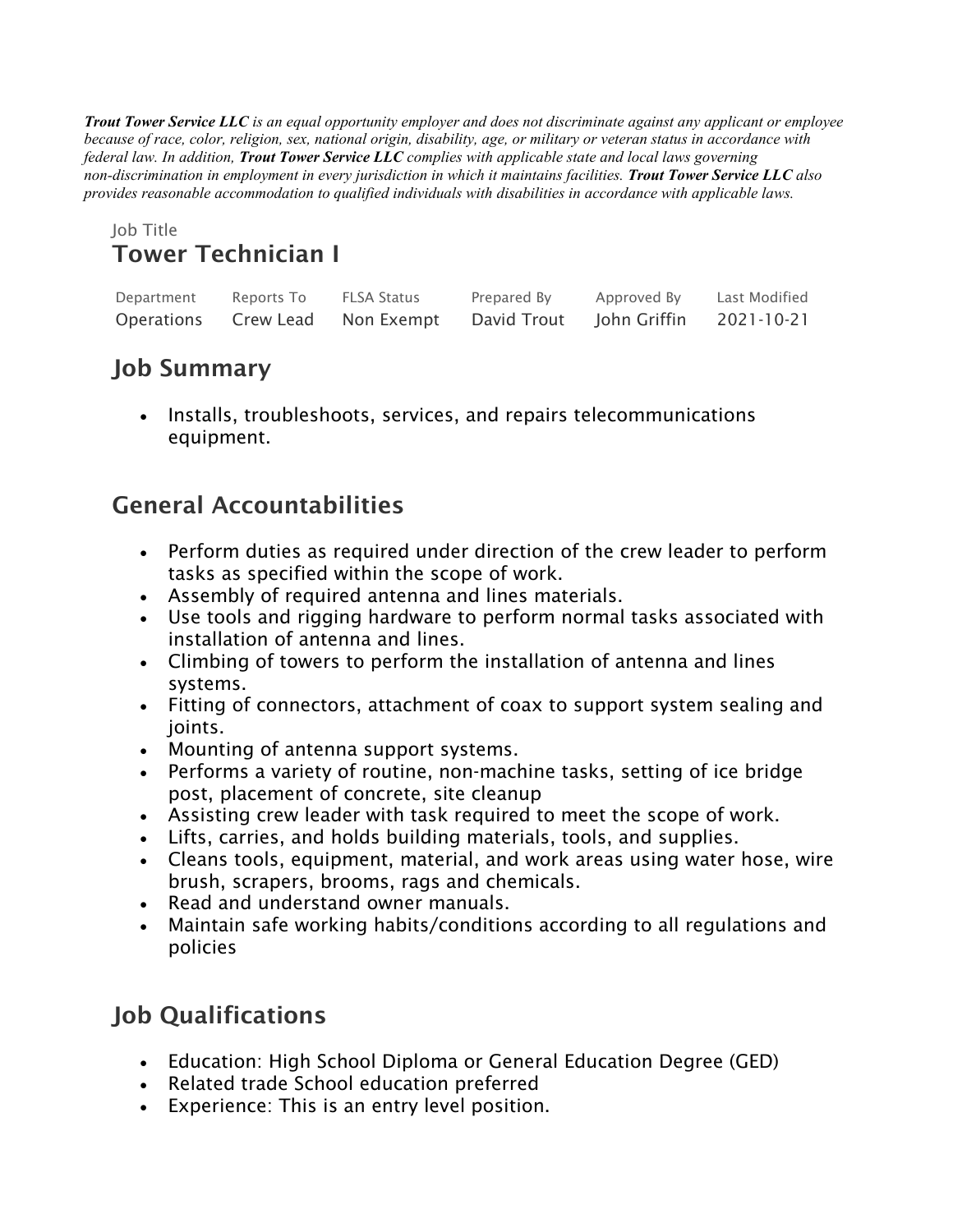***Trout Tower Service LLC** is an equal opportunity employer and does not discriminate against any applicant or employee because of race, color, religion, sex, national origin, disability, age, or military or veteran status in accordance with federal law. In addition, **Trout Tower Service LLC** complies with applicable state and local laws governing non-discrimination in employment in every jurisdiction in which it maintains facilities. **Trout Tower Service LLC** also provides reasonable accommodation to qualified individuals with disabilities in accordance with applicable laws.*

Job Title

# Tower Technician I

| Department | Reports To | FLSA Status | Prepared By | Approved By | Last Modified |
|---|---|---|---|---|---|
| Operations | Crew Lead | Non Exempt | David Trout | John Griffin | 2021-10-21 |

## Job Summary

- Installs, troubleshoots, services, and repairs telecommunications equipment.

## General Accountabilities

- Perform duties as required under direction of the crew leader to perform tasks as specified within the scope of work.
- Assembly of required antenna and lines materials.
- Use tools and rigging hardware to perform normal tasks associated with installation of antenna and lines.
- Climbing of towers to perform the installation of antenna and lines systems.
- Fitting of connectors, attachment of coax to support system sealing and joints.
- Mounting of antenna support systems.
- Performs a variety of routine, non-machine tasks, setting of ice bridge post, placement of concrete, site cleanup
- Assisting crew leader with task required to meet the scope of work.
- Lifts, carries, and holds building materials, tools, and supplies.
- Cleans tools, equipment, material, and work areas using water hose, wire brush, scrapers, brooms, rags and chemicals.
- Read and understand owner manuals.
- Maintain safe working habits/conditions according to all regulations and policies

## Job Qualifications

- Education: High School Diploma or General Education Degree (GED)
- Related trade School education preferred
- Experience: This is an entry level position.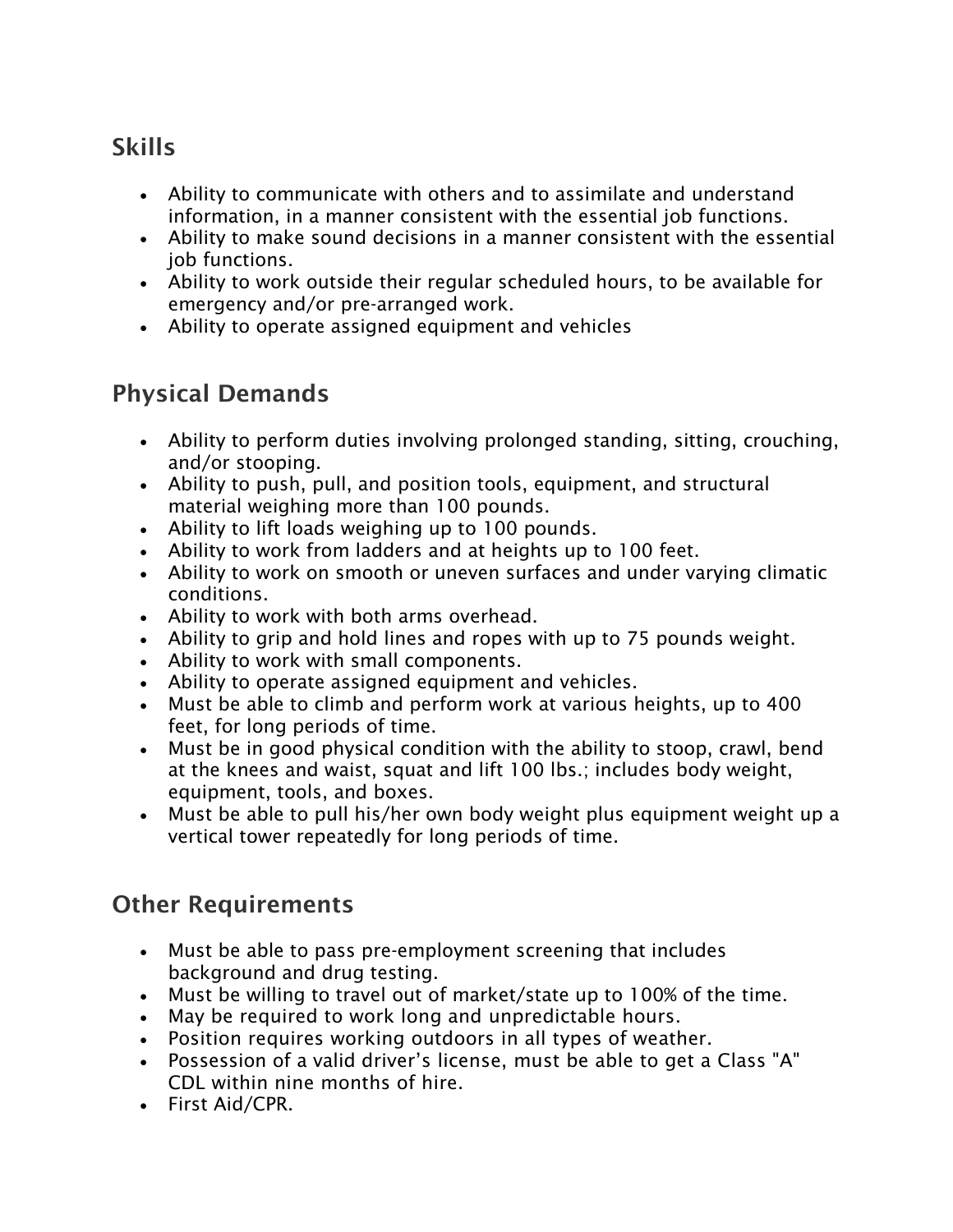## Skills

- Ability to communicate with others and to assimilate and understand information, in a manner consistent with the essential job functions.
- Ability to make sound decisions in a manner consistent with the essential job functions.
- Ability to work outside their regular scheduled hours, to be available for emergency and/or pre-arranged work.
- Ability to operate assigned equipment and vehicles

## Physical Demands

- Ability to perform duties involving prolonged standing, sitting, crouching, and/or stooping.
- Ability to push, pull, and position tools, equipment, and structural material weighing more than 100 pounds.
- Ability to lift loads weighing up to 100 pounds.
- Ability to work from ladders and at heights up to 100 feet.
- Ability to work on smooth or uneven surfaces and under varying climatic conditions.
- Ability to work with both arms overhead.
- Ability to grip and hold lines and ropes with up to 75 pounds weight.
- Ability to work with small components.
- Ability to operate assigned equipment and vehicles.
- Must be able to climb and perform work at various heights, up to 400 feet, for long periods of time.
- Must be in good physical condition with the ability to stoop, crawl, bend at the knees and waist, squat and lift 100 lbs.; includes body weight, equipment, tools, and boxes.
- Must be able to pull his/her own body weight plus equipment weight up a vertical tower repeatedly for long periods of time.

## Other Requirements

- Must be able to pass pre-employment screening that includes background and drug testing.
- Must be willing to travel out of market/state up to 100% of the time.
- May be required to work long and unpredictable hours.
- Position requires working outdoors in all types of weather.
- Possession of a valid driver's license, must be able to get a Class "A" CDL within nine months of hire.
- First Aid/CPR.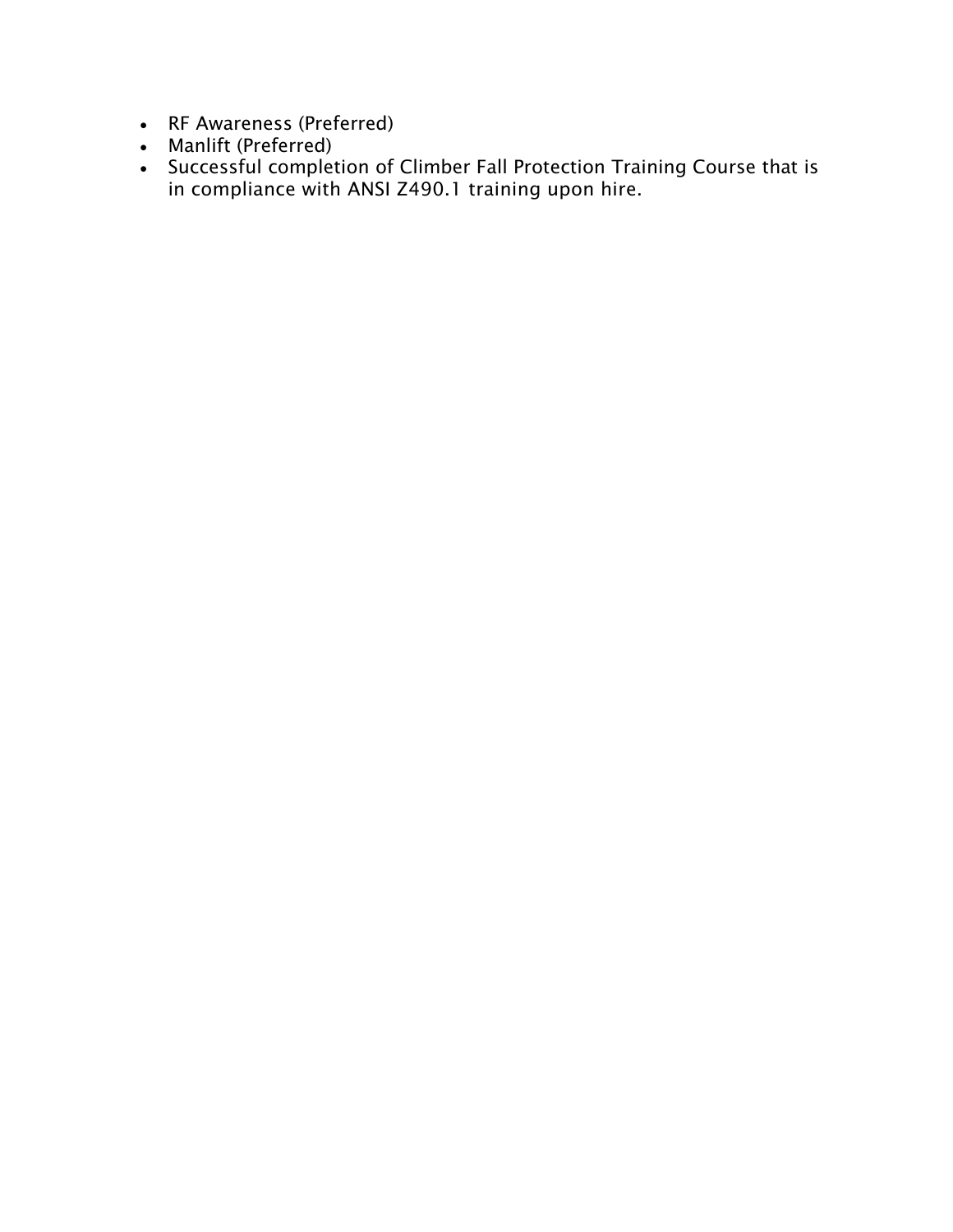- RF Awareness (Preferred)
- Manlift (Preferred)
- Successful completion of Climber Fall Protection Training Course that is in compliance with ANSI Z490.1 training upon hire.